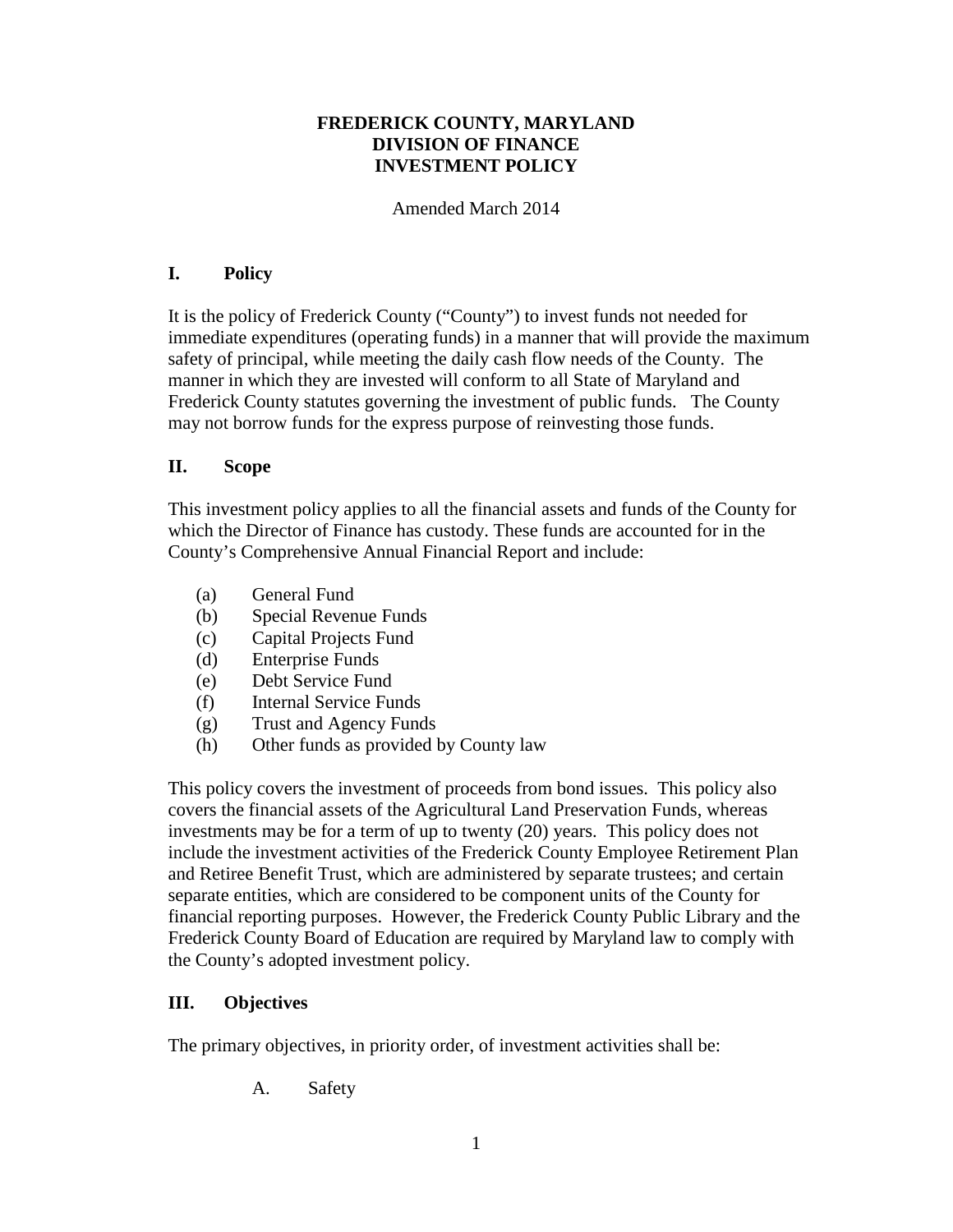# FREDERICK COUNTY, MARYLAND
# DIVISION OF FINANCE
# INVESTMENT POLICY

Amended March 2014

## I. Policy

It is the policy of Frederick County ("County") to invest funds not needed for immediate expenditures (operating funds) in a manner that will provide the maximum safety of principal, while meeting the daily cash flow needs of the County. The manner in which they are invested will conform to all State of Maryland and Frederick County statutes governing the investment of public funds. The County may not borrow funds for the express purpose of reinvesting those funds.

## II. Scope

This investment policy applies to all the financial assets and funds of the County for which the Director of Finance has custody. These funds are accounted for in the County's Comprehensive Annual Financial Report and include:

(a) General Fund
(b) Special Revenue Funds
(c) Capital Projects Fund
(d) Enterprise Funds
(e) Debt Service Fund
(f) Internal Service Funds
(g) Trust and Agency Funds
(h) Other funds as provided by County law

This policy covers the investment of proceeds from bond issues. This policy also covers the financial assets of the Agricultural Land Preservation Funds, whereas investments may be for a term of up to twenty (20) years. This policy does not include the investment activities of the Frederick County Employee Retirement Plan and Retiree Benefit Trust, which are administered by separate trustees; and certain separate entities, which are considered to be component units of the County for financial reporting purposes. However, the Frederick County Public Library and the Frederick County Board of Education are required by Maryland law to comply with the County's adopted investment policy.

## III. Objectives

The primary objectives, in priority order, of investment activities shall be:

A. Safety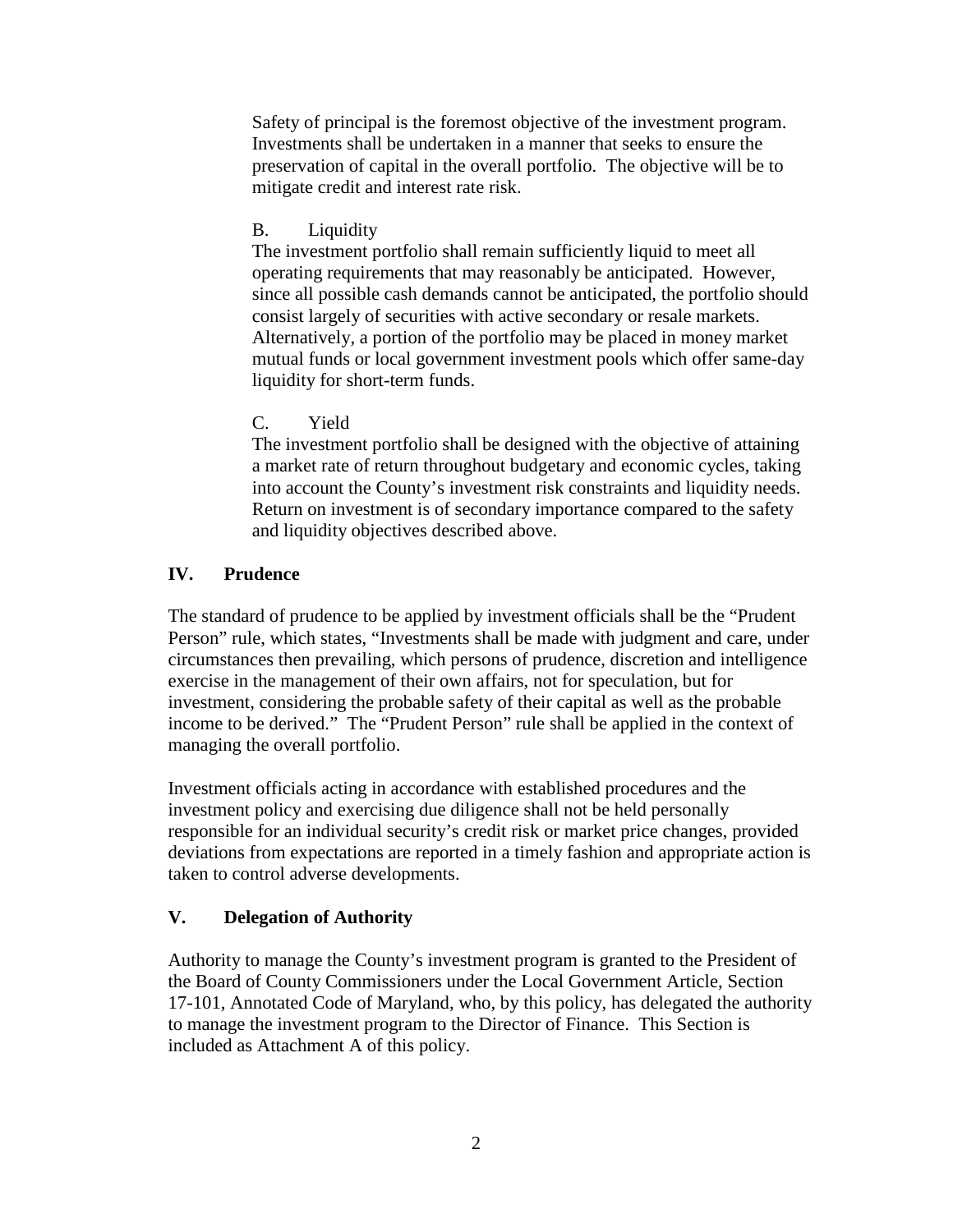Safety of principal is the foremost objective of the investment program. Investments shall be undertaken in a manner that seeks to ensure the preservation of capital in the overall portfolio. The objective will be to mitigate credit and interest rate risk.

B. Liquidity

The investment portfolio shall remain sufficiently liquid to meet all operating requirements that may reasonably be anticipated. However, since all possible cash demands cannot be anticipated, the portfolio should consist largely of securities with active secondary or resale markets. Alternatively, a portion of the portfolio may be placed in money market mutual funds or local government investment pools which offer same-day liquidity for short-term funds.

C. Yield

The investment portfolio shall be designed with the objective of attaining a market rate of return throughout budgetary and economic cycles, taking into account the County's investment risk constraints and liquidity needs. Return on investment is of secondary importance compared to the safety and liquidity objectives described above.

## IV. Prudence

The standard of prudence to be applied by investment officials shall be the "Prudent Person" rule, which states, "Investments shall be made with judgment and care, under circumstances then prevailing, which persons of prudence, discretion and intelligence exercise in the management of their own affairs, not for speculation, but for investment, considering the probable safety of their capital as well as the probable income to be derived." The "Prudent Person" rule shall be applied in the context of managing the overall portfolio.

Investment officials acting in accordance with established procedures and the investment policy and exercising due diligence shall not be held personally responsible for an individual security's credit risk or market price changes, provided deviations from expectations are reported in a timely fashion and appropriate action is taken to control adverse developments.

## V. Delegation of Authority

Authority to manage the County's investment program is granted to the President of the Board of County Commissioners under the Local Government Article, Section 17-101, Annotated Code of Maryland, who, by this policy, has delegated the authority to manage the investment program to the Director of Finance. This Section is included as Attachment A of this policy.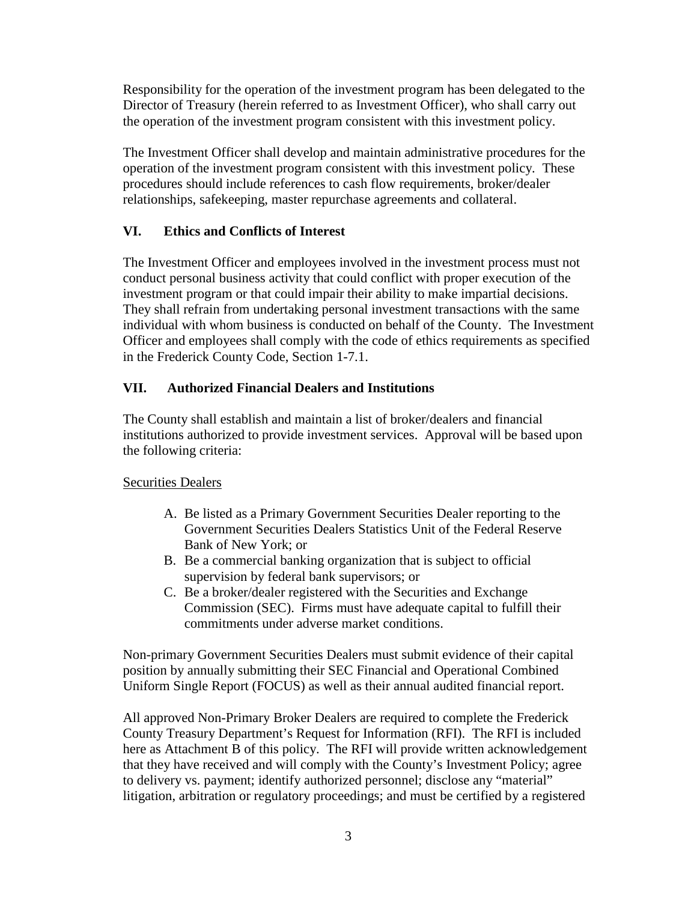Responsibility for the operation of the investment program has been delegated to the Director of Treasury (herein referred to as Investment Officer), who shall carry out the operation of the investment program consistent with this investment policy.

The Investment Officer shall develop and maintain administrative procedures for the operation of the investment program consistent with this investment policy. These procedures should include references to cash flow requirements, broker/dealer relationships, safekeeping, master repurchase agreements and collateral.

## VI. Ethics and Conflicts of Interest

The Investment Officer and employees involved in the investment process must not conduct personal business activity that could conflict with proper execution of the investment program or that could impair their ability to make impartial decisions. They shall refrain from undertaking personal investment transactions with the same individual with whom business is conducted on behalf of the County. The Investment Officer and employees shall comply with the code of ethics requirements as specified in the Frederick County Code, Section 1-7.1.

## VII. Authorized Financial Dealers and Institutions

The County shall establish and maintain a list of broker/dealers and financial institutions authorized to provide investment services. Approval will be based upon the following criteria:

<u>Securities Dealers</u>

A. Be listed as a Primary Government Securities Dealer reporting to the Government Securities Dealers Statistics Unit of the Federal Reserve Bank of New York; or
B. Be a commercial banking organization that is subject to official supervision by federal bank supervisors; or
C. Be a broker/dealer registered with the Securities and Exchange Commission (SEC). Firms must have adequate capital to fulfill their commitments under adverse market conditions.

Non-primary Government Securities Dealers must submit evidence of their capital position by annually submitting their SEC Financial and Operational Combined Uniform Single Report (FOCUS) as well as their annual audited financial report.

All approved Non-Primary Broker Dealers are required to complete the Frederick County Treasury Department's Request for Information (RFI). The RFI is included here as Attachment B of this policy. The RFI will provide written acknowledgement that they have received and will comply with the County's Investment Policy; agree to delivery vs. payment; identify authorized personnel; disclose any "material" litigation, arbitration or regulatory proceedings; and must be certified by a registered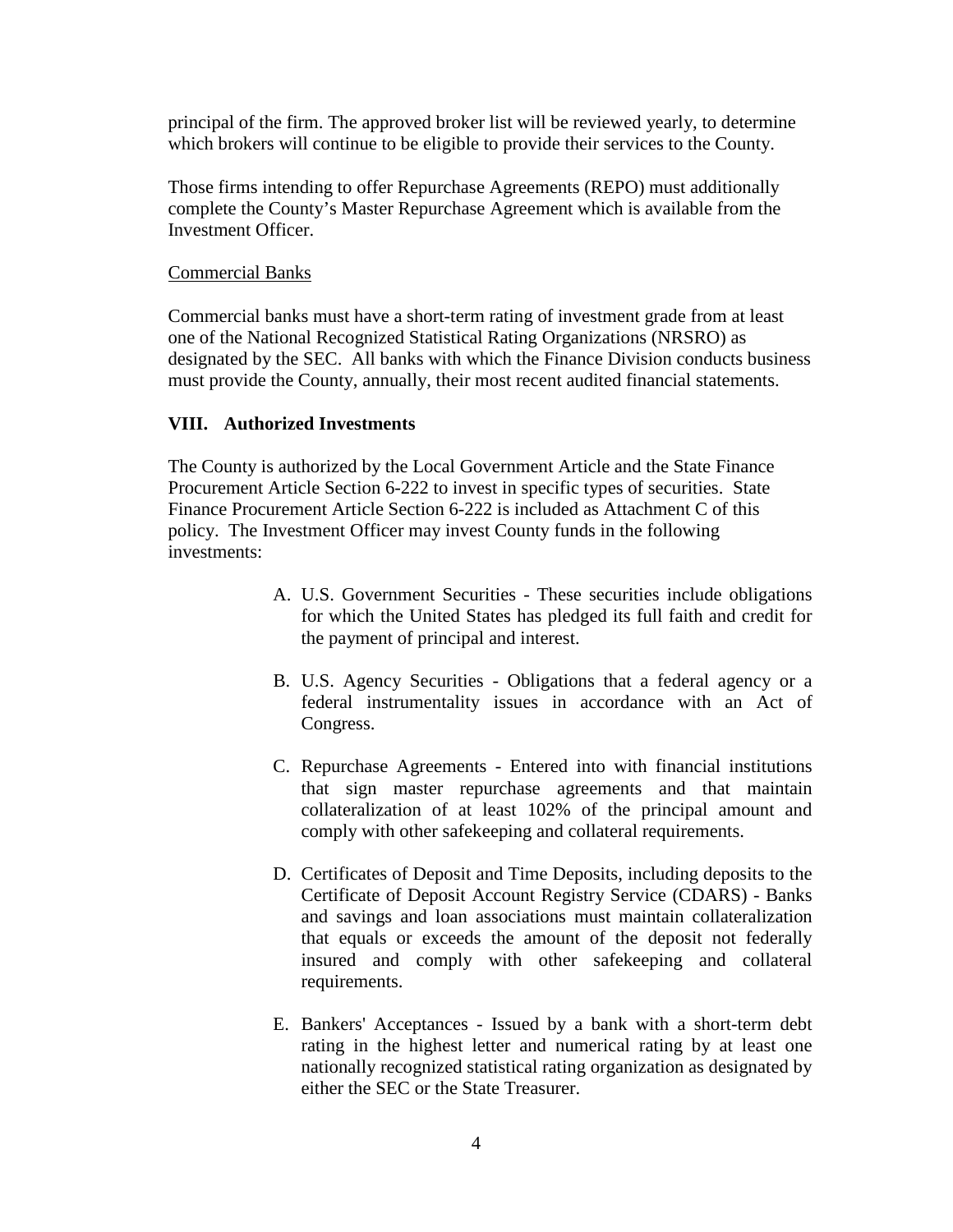principal of the firm. The approved broker list will be reviewed yearly, to determine which brokers will continue to be eligible to provide their services to the County.

Those firms intending to offer Repurchase Agreements (REPO) must additionally complete the County's Master Repurchase Agreement which is available from the Investment Officer.

Commercial Banks

Commercial banks must have a short-term rating of investment grade from at least one of the National Recognized Statistical Rating Organizations (NRSRO) as designated by the SEC. All banks with which the Finance Division conducts business must provide the County, annually, their most recent audited financial statements.

## VIII. Authorized Investments

The County is authorized by the Local Government Article and the State Finance Procurement Article Section 6-222 to invest in specific types of securities. State Finance Procurement Article Section 6-222 is included as Attachment C of this policy. The Investment Officer may invest County funds in the following investments:

A. U.S. Government Securities - These securities include obligations for which the United States has pledged its full faith and credit for the payment of principal and interest.

B. U.S. Agency Securities - Obligations that a federal agency or a federal instrumentality issues in accordance with an Act of Congress.

C. Repurchase Agreements - Entered into with financial institutions that sign master repurchase agreements and that maintain collateralization of at least 102% of the principal amount and comply with other safekeeping and collateral requirements.

D. Certificates of Deposit and Time Deposits, including deposits to the Certificate of Deposit Account Registry Service (CDARS) - Banks and savings and loan associations must maintain collateralization that equals or exceeds the amount of the deposit not federally insured and comply with other safekeeping and collateral requirements.

E. Bankers' Acceptances - Issued by a bank with a short-term debt rating in the highest letter and numerical rating by at least one nationally recognized statistical rating organization as designated by either the SEC or the State Treasurer.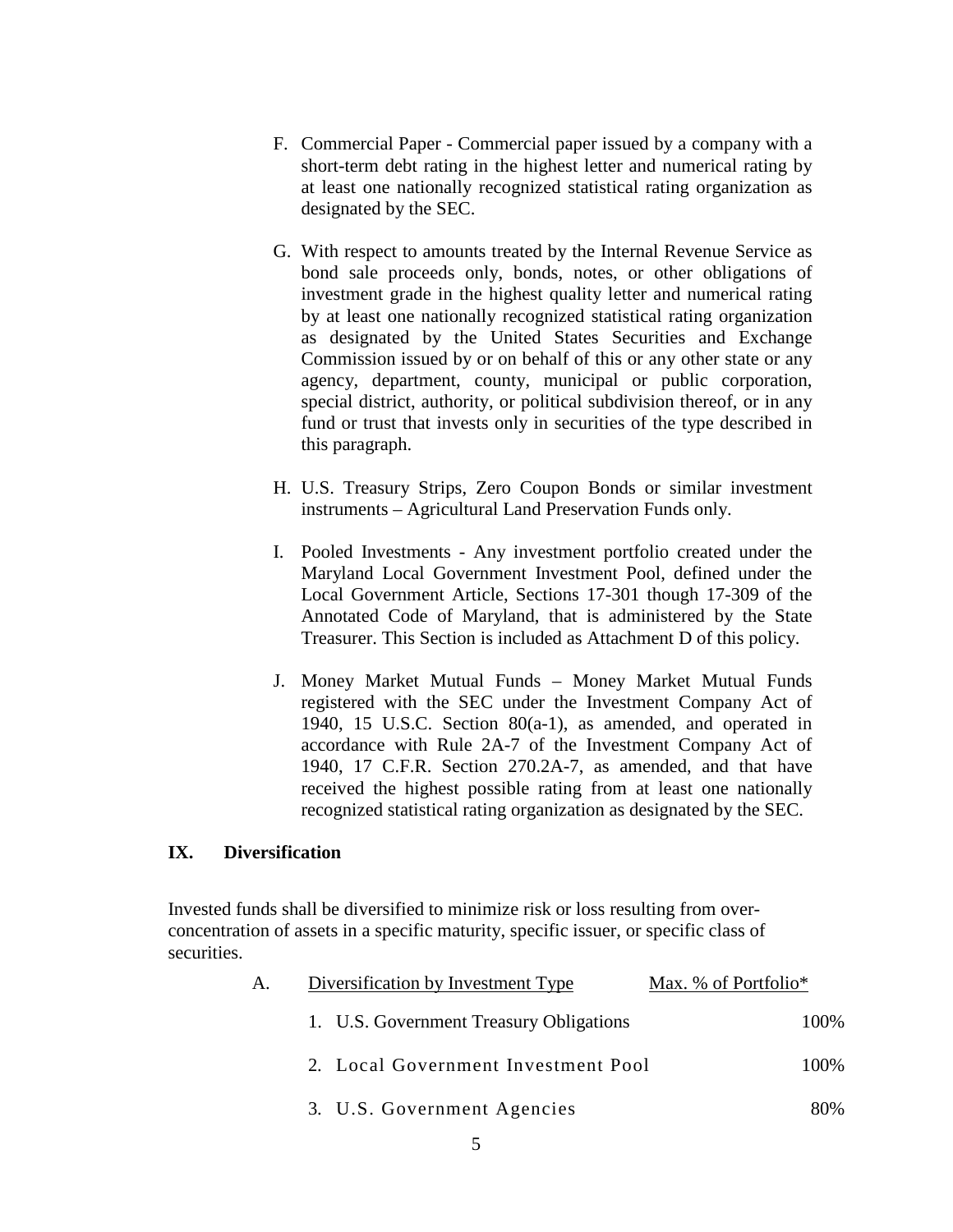F. Commercial Paper - Commercial paper issued by a company with a short-term debt rating in the highest letter and numerical rating by at least one nationally recognized statistical rating organization as designated by the SEC.

G. With respect to amounts treated by the Internal Revenue Service as bond sale proceeds only, bonds, notes, or other obligations of investment grade in the highest quality letter and numerical rating by at least one nationally recognized statistical rating organization as designated by the United States Securities and Exchange Commission issued by or on behalf of this or any other state or any agency, department, county, municipal or public corporation, special district, authority, or political subdivision thereof, or in any fund or trust that invests only in securities of the type described in this paragraph.

H. U.S. Treasury Strips, Zero Coupon Bonds or similar investment instruments – Agricultural Land Preservation Funds only.

I. Pooled Investments - Any investment portfolio created under the Maryland Local Government Investment Pool, defined under the Local Government Article, Sections 17-301 though 17-309 of the Annotated Code of Maryland, that is administered by the State Treasurer. This Section is included as Attachment D of this policy.

J. Money Market Mutual Funds – Money Market Mutual Funds registered with the SEC under the Investment Company Act of 1940, 15 U.S.C. Section 80(a-1), as amended, and operated in accordance with Rule 2A-7 of the Investment Company Act of 1940, 17 C.F.R. Section 270.2A-7, as amended, and that have received the highest possible rating from at least one nationally recognized statistical rating organization as designated by the SEC.

## IX. Diversification

Invested funds shall be diversified to minimize risk or loss resulting from over-concentration of assets in a specific maturity, specific issuer, or specific class of securities.

A. Diversification by Investment Type

| Diversification by Investment Type | Max. % of Portfolio* |
|---|---|
| 1. U.S. Government Treasury Obligations | 100% |
| 2. Local Government Investment Pool | 100% |
| 3. U.S. Government Agencies | 80% |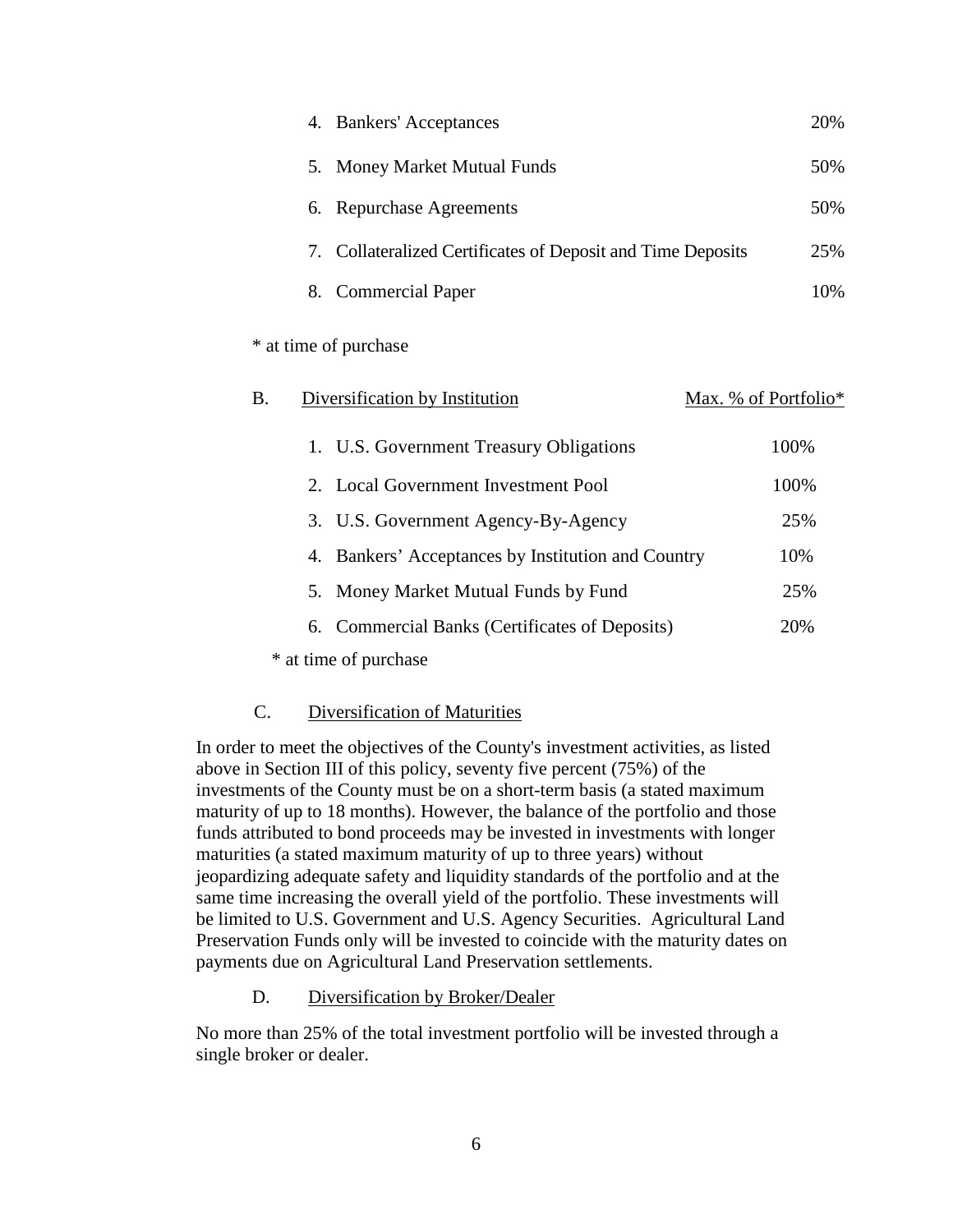| | |
|---|---|
| 4. Bankers' Acceptances | 20% |
| 5. Money Market Mutual Funds | 50% |
| 6. Repurchase Agreements | 50% |
| 7. Collateralized Certificates of Deposit and Time Deposits | 25% |
| 8. Commercial Paper | 10% |

\* at time of purchase

B. Diversification by Institution

| | Max. % of Portfolio* |
|---|---|
| 1. U.S. Government Treasury Obligations | 100% |
| 2. Local Government Investment Pool | 100% |
| 3. U.S. Government Agency-By-Agency | 25% |
| 4. Bankers' Acceptances by Institution and Country | 10% |
| 5. Money Market Mutual Funds by Fund | 25% |
| 6. Commercial Banks (Certificates of Deposits) | 20% |

\* at time of purchase

C. Diversification of Maturities

In order to meet the objectives of the County's investment activities, as listed above in Section III of this policy, seventy five percent (75%) of the investments of the County must be on a short-term basis (a stated maximum maturity of up to 18 months). However, the balance of the portfolio and those funds attributed to bond proceeds may be invested in investments with longer maturities (a stated maximum maturity of up to three years) without jeopardizing adequate safety and liquidity standards of the portfolio and at the same time increasing the overall yield of the portfolio. These investments will be limited to U.S. Government and U.S. Agency Securities. Agricultural Land Preservation Funds only will be invested to coincide with the maturity dates on payments due on Agricultural Land Preservation settlements.

D. Diversification by Broker/Dealer

No more than 25% of the total investment portfolio will be invested through a single broker or dealer.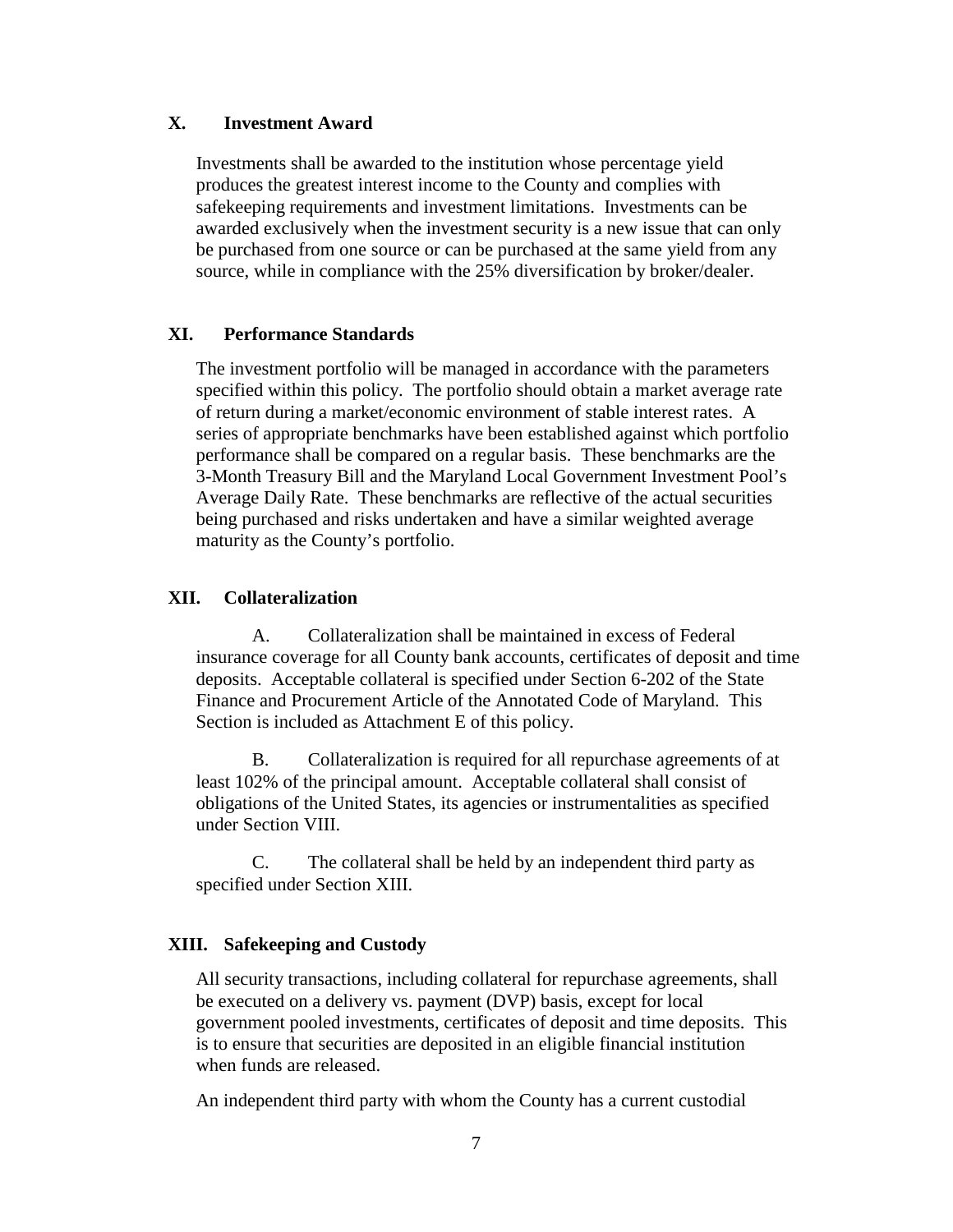## X. Investment Award

Investments shall be awarded to the institution whose percentage yield produces the greatest interest income to the County and complies with safekeeping requirements and investment limitations. Investments can be awarded exclusively when the investment security is a new issue that can only be purchased from one source or can be purchased at the same yield from any source, while in compliance with the 25% diversification by broker/dealer.

## XI. Performance Standards

The investment portfolio will be managed in accordance with the parameters specified within this policy. The portfolio should obtain a market average rate of return during a market/economic environment of stable interest rates. A series of appropriate benchmarks have been established against which portfolio performance shall be compared on a regular basis. These benchmarks are the 3-Month Treasury Bill and the Maryland Local Government Investment Pool's Average Daily Rate. These benchmarks are reflective of the actual securities being purchased and risks undertaken and have a similar weighted average maturity as the County's portfolio.

## XII. Collateralization

A. Collateralization shall be maintained in excess of Federal insurance coverage for all County bank accounts, certificates of deposit and time deposits. Acceptable collateral is specified under Section 6-202 of the State Finance and Procurement Article of the Annotated Code of Maryland. This Section is included as Attachment E of this policy.

B. Collateralization is required for all repurchase agreements of at least 102% of the principal amount. Acceptable collateral shall consist of obligations of the United States, its agencies or instrumentalities as specified under Section VIII.

C. The collateral shall be held by an independent third party as specified under Section XIII.

## XIII. Safekeeping and Custody

All security transactions, including collateral for repurchase agreements, shall be executed on a delivery vs. payment (DVP) basis, except for local government pooled investments, certificates of deposit and time deposits. This is to ensure that securities are deposited in an eligible financial institution when funds are released.

An independent third party with whom the County has a current custodial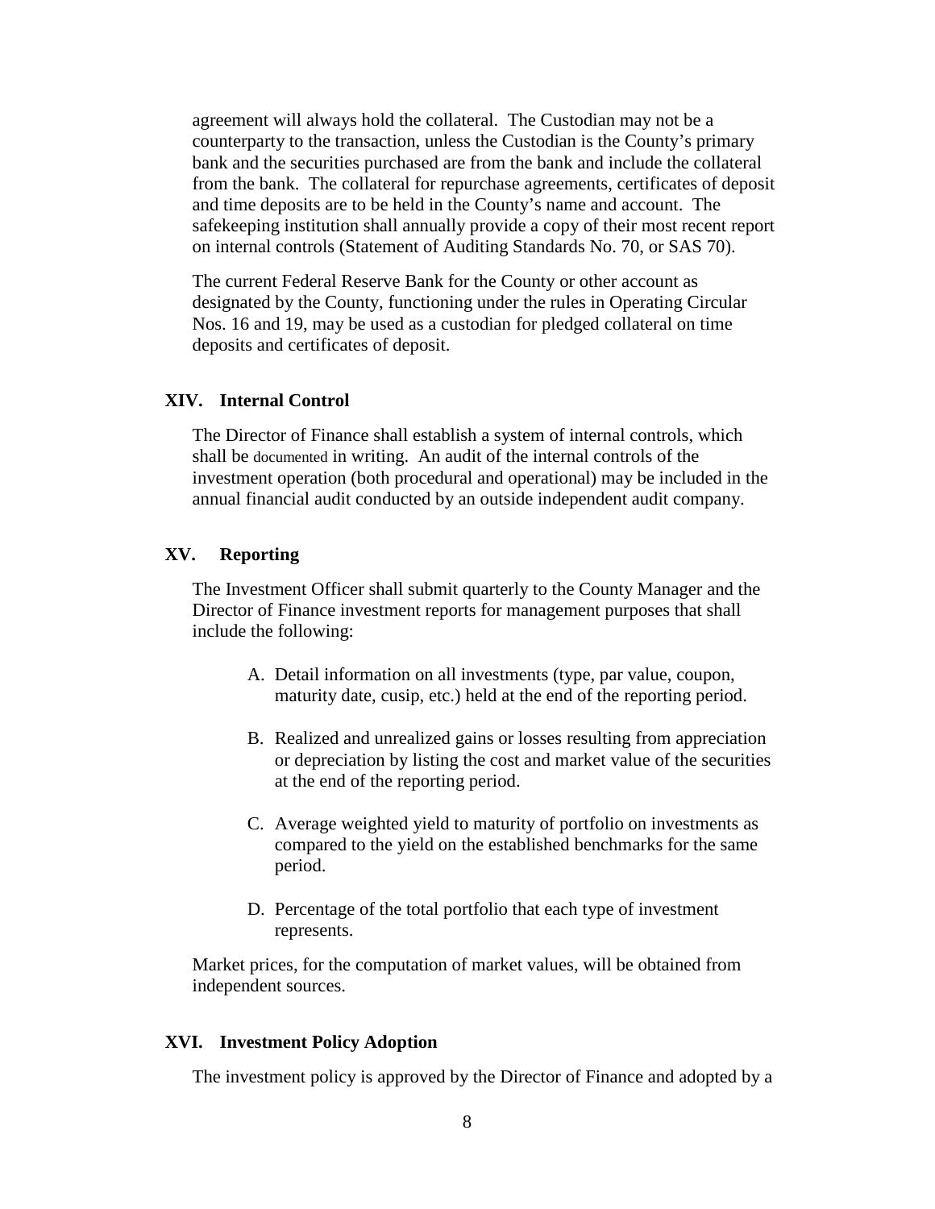agreement will always hold the collateral. The Custodian may not be a counterparty to the transaction, unless the Custodian is the County's primary bank and the securities purchased are from the bank and include the collateral from the bank. The collateral for repurchase agreements, certificates of deposit and time deposits are to be held in the County's name and account. The safekeeping institution shall annually provide a copy of their most recent report on internal controls (Statement of Auditing Standards No. 70, or SAS 70).

The current Federal Reserve Bank for the County or other account as designated by the County, functioning under the rules in Operating Circular Nos. 16 and 19, may be used as a custodian for pledged collateral on time deposits and certificates of deposit.

## XIV. Internal Control

The Director of Finance shall establish a system of internal controls, which shall be documented in writing. An audit of the internal controls of the investment operation (both procedural and operational) may be included in the annual financial audit conducted by an outside independent audit company.

## XV. Reporting

The Investment Officer shall submit quarterly to the County Manager and the Director of Finance investment reports for management purposes that shall include the following:

A. Detail information on all investments (type, par value, coupon, maturity date, cusip, etc.) held at the end of the reporting period.

B. Realized and unrealized gains or losses resulting from appreciation or depreciation by listing the cost and market value of the securities at the end of the reporting period.

C. Average weighted yield to maturity of portfolio on investments as compared to the yield on the established benchmarks for the same period.

D. Percentage of the total portfolio that each type of investment represents.

Market prices, for the computation of market values, will be obtained from independent sources.

## XVI. Investment Policy Adoption

The investment policy is approved by the Director of Finance and adopted by a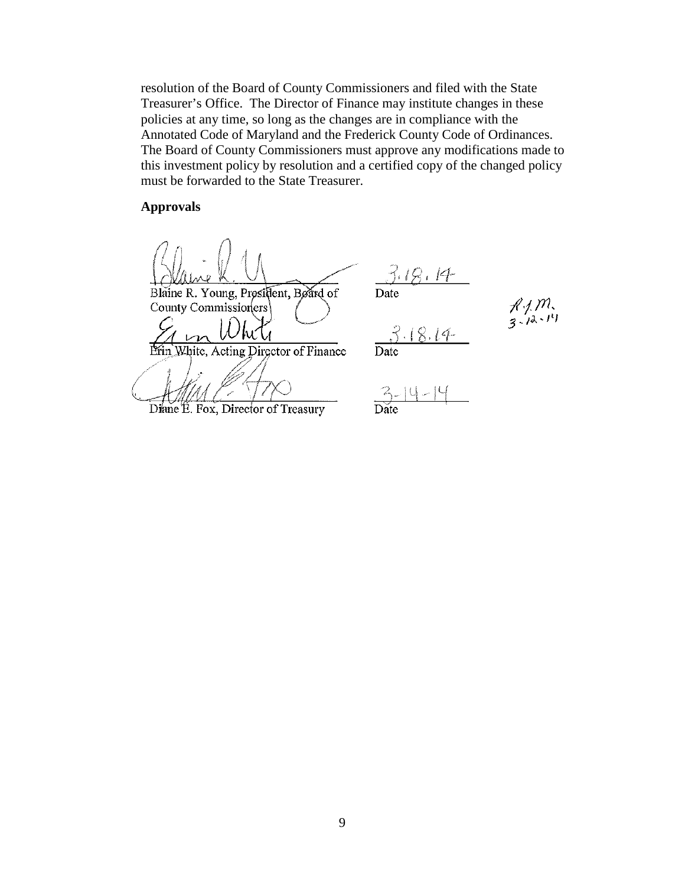resolution of the Board of County Commissioners and filed with the State Treasurer's Office. The Director of Finance may institute changes in these policies at any time, so long as the changes are in compliance with the Annotated Code of Maryland and the Frederick County Code of Ordinances. The Board of County Commissioners must approve any modifications made to this investment policy by resolution and a certified copy of the changed policy must be forwarded to the State Treasurer.

**Approvals**

| | |
|---|---|
| Blaine R. Young, President, Board of County Commissioners | 3.18.14 Date |
| Erin White, Acting Director of Finance | 3.18.14 Date |
| Diane E. Fox, Director of Treasury | 3-14-14 Date |

R.J.M. 3-12-14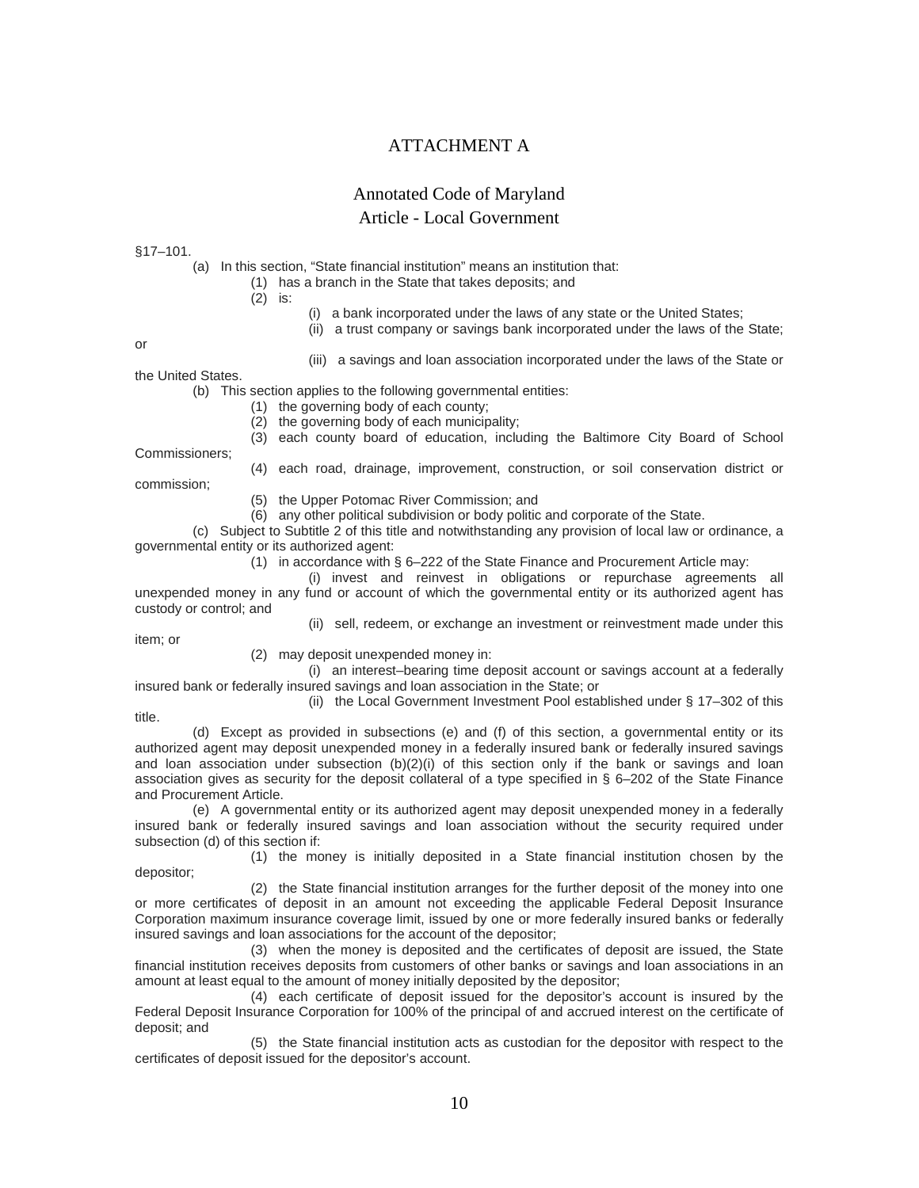# ATTACHMENT A

## Annotated Code of Maryland
## Article - Local Government

§17–101.

(a) In this section, "State financial institution" means an institution that:

(1) has a branch in the State that takes deposits; and

(2) is:

(i) a bank incorporated under the laws of any state or the United States;

(ii) a trust company or savings bank incorporated under the laws of the State; or

(iii) a savings and loan association incorporated under the laws of the State or the United States.

(b) This section applies to the following governmental entities:

(1) the governing body of each county;

(2) the governing body of each municipality;

(3) each county board of education, including the Baltimore City Board of School Commissioners;

(4) each road, drainage, improvement, construction, or soil conservation district or commission;

(5) the Upper Potomac River Commission; and

(6) any other political subdivision or body politic and corporate of the State.

(c) Subject to Subtitle 2 of this title and notwithstanding any provision of local law or ordinance, a governmental entity or its authorized agent:

(1) in accordance with § 6–222 of the State Finance and Procurement Article may:

(i) invest and reinvest in obligations or repurchase agreements all unexpended money in any fund or account of which the governmental entity or its authorized agent has custody or control; and

(ii) sell, redeem, or exchange an investment or reinvestment made under this item; or

(2) may deposit unexpended money in:

(i) an interest–bearing time deposit account or savings account at a federally insured bank or federally insured savings and loan association in the State; or

(ii) the Local Government Investment Pool established under § 17–302 of this title.

(d) Except as provided in subsections (e) and (f) of this section, a governmental entity or its authorized agent may deposit unexpended money in a federally insured bank or federally insured savings and loan association under subsection (b)(2)(i) of this section only if the bank or savings and loan association gives as security for the deposit collateral of a type specified in § 6–202 of the State Finance and Procurement Article.

(e) A governmental entity or its authorized agent may deposit unexpended money in a federally insured bank or federally insured savings and loan association without the security required under subsection (d) of this section if:

(1) the money is initially deposited in a State financial institution chosen by the depositor;

(2) the State financial institution arranges for the further deposit of the money into one or more certificates of deposit in an amount not exceeding the applicable Federal Deposit Insurance Corporation maximum insurance coverage limit, issued by one or more federally insured banks or federally insured savings and loan associations for the account of the depositor;

(3) when the money is deposited and the certificates of deposit are issued, the State financial institution receives deposits from customers of other banks or savings and loan associations in an amount at least equal to the amount of money initially deposited by the depositor;

(4) each certificate of deposit issued for the depositor's account is insured by the Federal Deposit Insurance Corporation for 100% of the principal of and accrued interest on the certificate of deposit; and

(5) the State financial institution acts as custodian for the depositor with respect to the certificates of deposit issued for the depositor's account.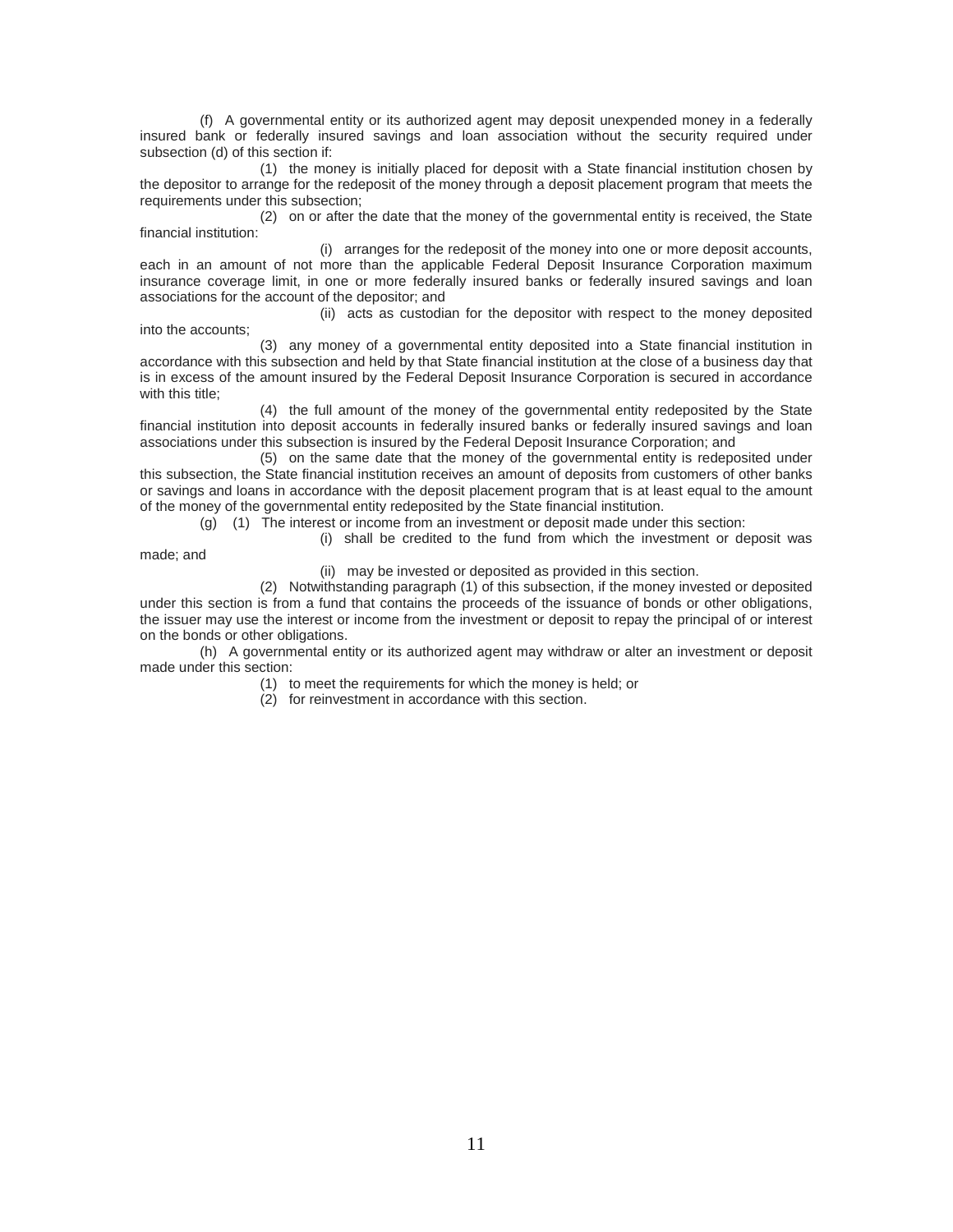(f) A governmental entity or its authorized agent may deposit unexpended money in a federally insured bank or federally insured savings and loan association without the security required under subsection (d) of this section if:

(1) the money is initially placed for deposit with a State financial institution chosen by the depositor to arrange for the redeposit of the money through a deposit placement program that meets the requirements under this subsection;

(2) on or after the date that the money of the governmental entity is received, the State financial institution:

(i) arranges for the redeposit of the money into one or more deposit accounts, each in an amount of not more than the applicable Federal Deposit Insurance Corporation maximum insurance coverage limit, in one or more federally insured banks or federally insured savings and loan associations for the account of the depositor; and

(ii) acts as custodian for the depositor with respect to the money deposited into the accounts;

(3) any money of a governmental entity deposited into a State financial institution in accordance with this subsection and held by that State financial institution at the close of a business day that is in excess of the amount insured by the Federal Deposit Insurance Corporation is secured in accordance with this title;

(4) the full amount of the money of the governmental entity redeposited by the State financial institution into deposit accounts in federally insured banks or federally insured savings and loan associations under this subsection is insured by the Federal Deposit Insurance Corporation; and

(5) on the same date that the money of the governmental entity is redeposited under this subsection, the State financial institution receives an amount of deposits from customers of other banks or savings and loans in accordance with the deposit placement program that is at least equal to the amount of the money of the governmental entity redeposited by the State financial institution.

(g) (1) The interest or income from an investment or deposit made under this section:

(i) shall be credited to the fund from which the investment or deposit was made; and

(ii) may be invested or deposited as provided in this section.

(2) Notwithstanding paragraph (1) of this subsection, if the money invested or deposited under this section is from a fund that contains the proceeds of the issuance of bonds or other obligations, the issuer may use the interest or income from the investment or deposit to repay the principal of or interest on the bonds or other obligations.

(h) A governmental entity or its authorized agent may withdraw or alter an investment or deposit made under this section:

(1) to meet the requirements for which the money is held; or

(2) for reinvestment in accordance with this section.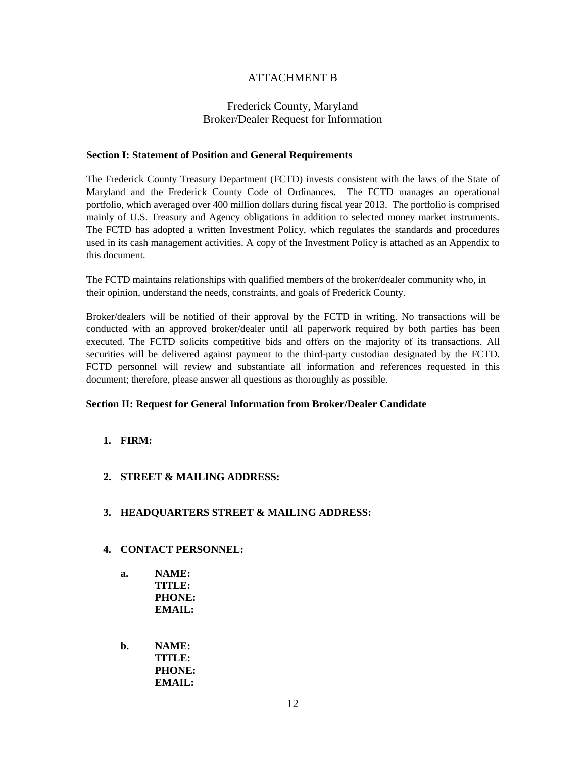# ATTACHMENT B

## Frederick County, Maryland
## Broker/Dealer Request for Information

### Section I: Statement of Position and General Requirements

The Frederick County Treasury Department (FCTD) invests consistent with the laws of the State of Maryland and the Frederick County Code of Ordinances. The FCTD manages an operational portfolio, which averaged over 400 million dollars during fiscal year 2013. The portfolio is comprised mainly of U.S. Treasury and Agency obligations in addition to selected money market instruments. The FCTD has adopted a written Investment Policy, which regulates the standards and procedures used in its cash management activities. A copy of the Investment Policy is attached as an Appendix to this document.

The FCTD maintains relationships with qualified members of the broker/dealer community who, in their opinion, understand the needs, constraints, and goals of Frederick County.

Broker/dealers will be notified of their approval by the FCTD in writing. No transactions will be conducted with an approved broker/dealer until all paperwork required by both parties has been executed. The FCTD solicits competitive bids and offers on the majority of its transactions. All securities will be delivered against payment to the third-party custodian designated by the FCTD. FCTD personnel will review and substantiate all information and references requested in this document; therefore, please answer all questions as thoroughly as possible.

### Section II: Request for General Information from Broker/Dealer Candidate

1. **FIRM:**

2. **STREET & MAILING ADDRESS:**

3. **HEADQUARTERS STREET & MAILING ADDRESS:**

4. **CONTACT PERSONNEL:**

   **a.** **NAME:**
   **TITLE:**
   **PHONE:**
   **EMAIL:**

   **b.** **NAME:**
   **TITLE:**
   **PHONE:**
   **EMAIL:**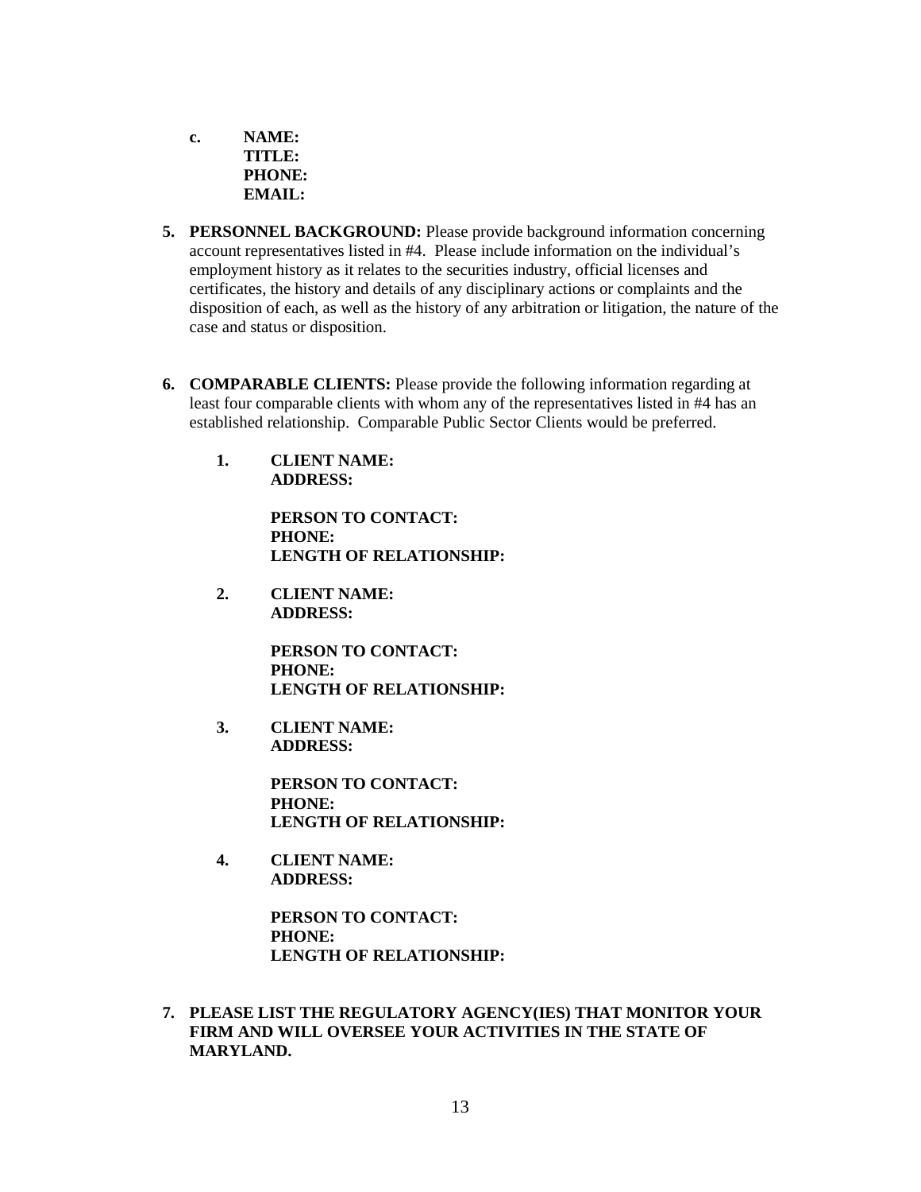c. **NAME:**
   **TITLE:**
   **PHONE:**
   **EMAIL:**

5. **PERSONNEL BACKGROUND:** Please provide background information concerning account representatives listed in #4. Please include information on the individual's employment history as it relates to the securities industry, official licenses and certificates, the history and details of any disciplinary actions or complaints and the disposition of each, as well as the history of any arbitration or litigation, the nature of the case and status or disposition.

6. **COMPARABLE CLIENTS:** Please provide the following information regarding at least four comparable clients with whom any of the representatives listed in #4 has an established relationship. Comparable Public Sector Clients would be preferred.

   1. **CLIENT NAME:**
      **ADDRESS:**

      **PERSON TO CONTACT:**
      **PHONE:**
      **LENGTH OF RELATIONSHIP:**

   2. **CLIENT NAME:**
      **ADDRESS:**

      **PERSON TO CONTACT:**
      **PHONE:**
      **LENGTH OF RELATIONSHIP:**

   3. **CLIENT NAME:**
      **ADDRESS:**

      **PERSON TO CONTACT:**
      **PHONE:**
      **LENGTH OF RELATIONSHIP:**

   4. **CLIENT NAME:**
      **ADDRESS:**

      **PERSON TO CONTACT:**
      **PHONE:**
      **LENGTH OF RELATIONSHIP:**

7. **PLEASE LIST THE REGULATORY AGENCY(IES) THAT MONITOR YOUR FIRM AND WILL OVERSEE YOUR ACTIVITIES IN THE STATE OF MARYLAND.**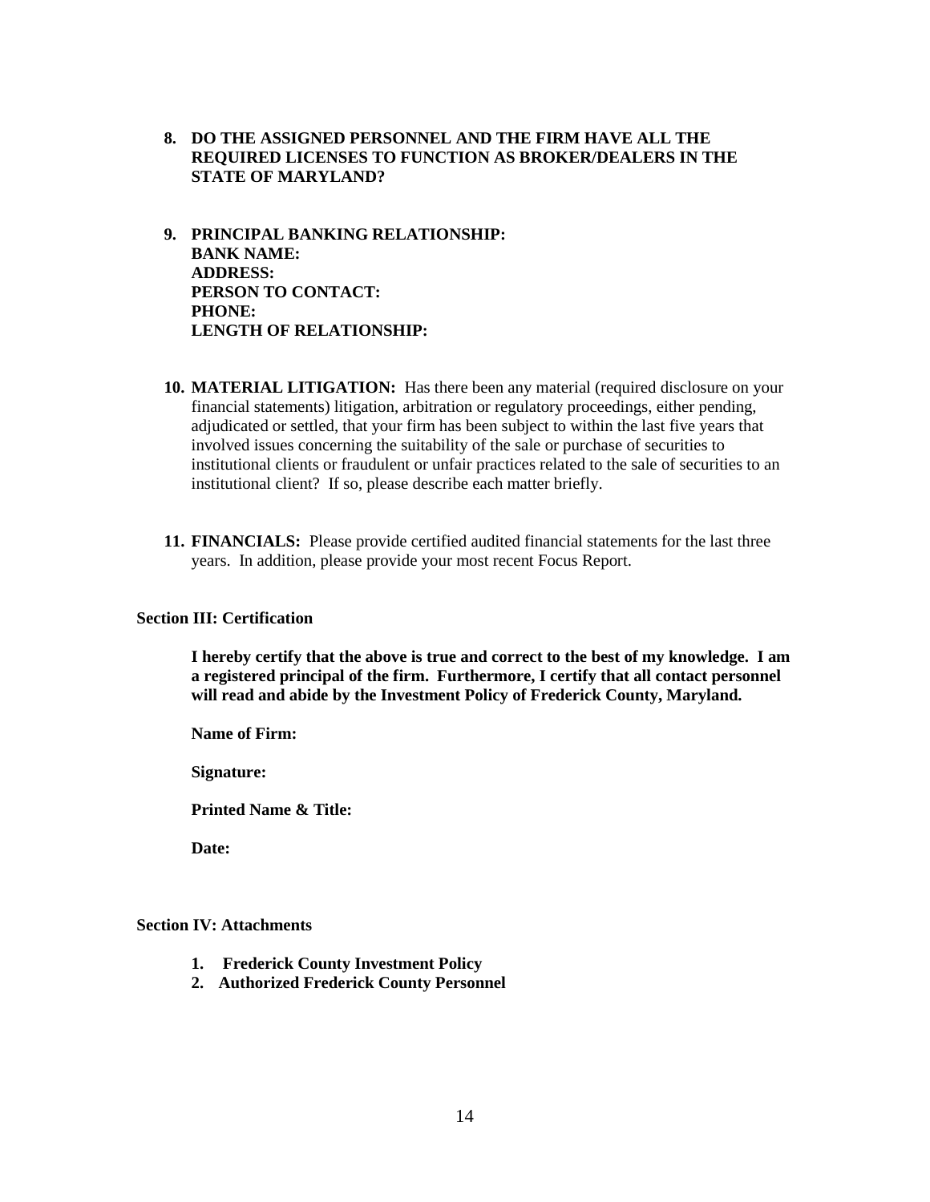8. **DO THE ASSIGNED PERSONNEL AND THE FIRM HAVE ALL THE REQUIRED LICENSES TO FUNCTION AS BROKER/DEALERS IN THE STATE OF MARYLAND?**

9. **PRINCIPAL BANKING RELATIONSHIP:**
   **BANK NAME:**
   **ADDRESS:**
   **PERSON TO CONTACT:**
   **PHONE:**
   **LENGTH OF RELATIONSHIP:**

10. **MATERIAL LITIGATION:** Has there been any material (required disclosure on your financial statements) litigation, arbitration or regulatory proceedings, either pending, adjudicated or settled, that your firm has been subject to within the last five years that involved issues concerning the suitability of the sale or purchase of securities to institutional clients or fraudulent or unfair practices related to the sale of securities to an institutional client? If so, please describe each matter briefly.

11. **FINANCIALS:** Please provide certified audited financial statements for the last three years. In addition, please provide your most recent Focus Report.

**Section III: Certification**

**I hereby certify that the above is true and correct to the best of my knowledge. I am a registered principal of the firm. Furthermore, I certify that all contact personnel will read and abide by the Investment Policy of Frederick County, Maryland.**

**Name of Firm:**

**Signature:**

**Printed Name & Title:**

**Date:**

**Section IV: Attachments**

1. **Frederick County Investment Policy**
2. **Authorized Frederick County Personnel**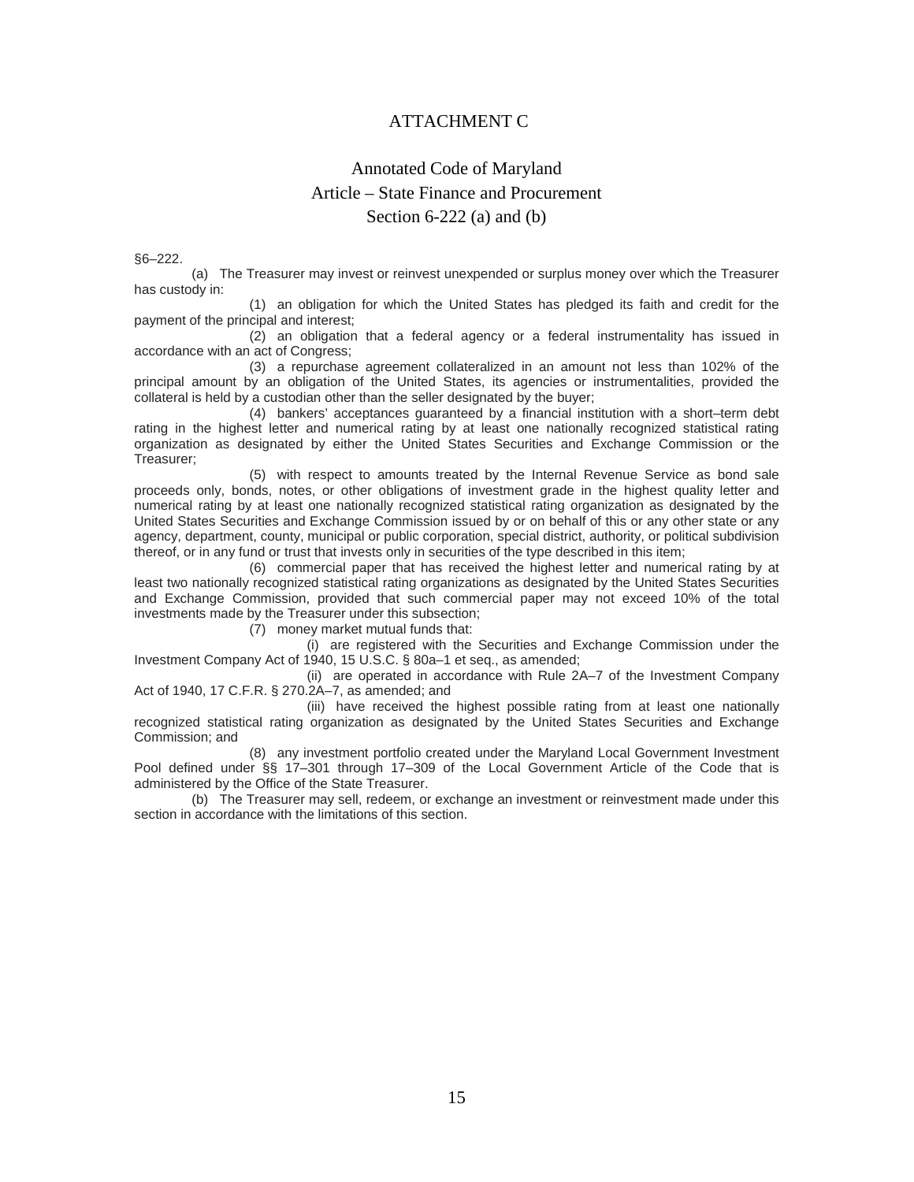# ATTACHMENT C

## Annotated Code of Maryland
## Article – State Finance and Procurement
## Section 6-222 (a) and (b)

§6–222.

(a) The Treasurer may invest or reinvest unexpended or surplus money over which the Treasurer has custody in:

(1) an obligation for which the United States has pledged its faith and credit for the payment of the principal and interest;

(2) an obligation that a federal agency or a federal instrumentality has issued in accordance with an act of Congress;

(3) a repurchase agreement collateralized in an amount not less than 102% of the principal amount by an obligation of the United States, its agencies or instrumentalities, provided the collateral is held by a custodian other than the seller designated by the buyer;

(4) bankers' acceptances guaranteed by a financial institution with a short–term debt rating in the highest letter and numerical rating by at least one nationally recognized statistical rating organization as designated by either the United States Securities and Exchange Commission or the Treasurer;

(5) with respect to amounts treated by the Internal Revenue Service as bond sale proceeds only, bonds, notes, or other obligations of investment grade in the highest quality letter and numerical rating by at least one nationally recognized statistical rating organization as designated by the United States Securities and Exchange Commission issued by or on behalf of this or any other state or any agency, department, county, municipal or public corporation, special district, authority, or political subdivision thereof, or in any fund or trust that invests only in securities of the type described in this item;

(6) commercial paper that has received the highest letter and numerical rating by at least two nationally recognized statistical rating organizations as designated by the United States Securities and Exchange Commission, provided that such commercial paper may not exceed 10% of the total investments made by the Treasurer under this subsection;

(7) money market mutual funds that:

(i) are registered with the Securities and Exchange Commission under the Investment Company Act of 1940, 15 U.S.C. § 80a–1 et seq., as amended;

(ii) are operated in accordance with Rule 2A–7 of the Investment Company Act of 1940, 17 C.F.R. § 270.2A–7, as amended; and

(iii) have received the highest possible rating from at least one nationally recognized statistical rating organization as designated by the United States Securities and Exchange Commission; and

(8) any investment portfolio created under the Maryland Local Government Investment Pool defined under §§ 17–301 through 17–309 of the Local Government Article of the Code that is administered by the Office of the State Treasurer.

(b) The Treasurer may sell, redeem, or exchange an investment or reinvestment made under this section in accordance with the limitations of this section.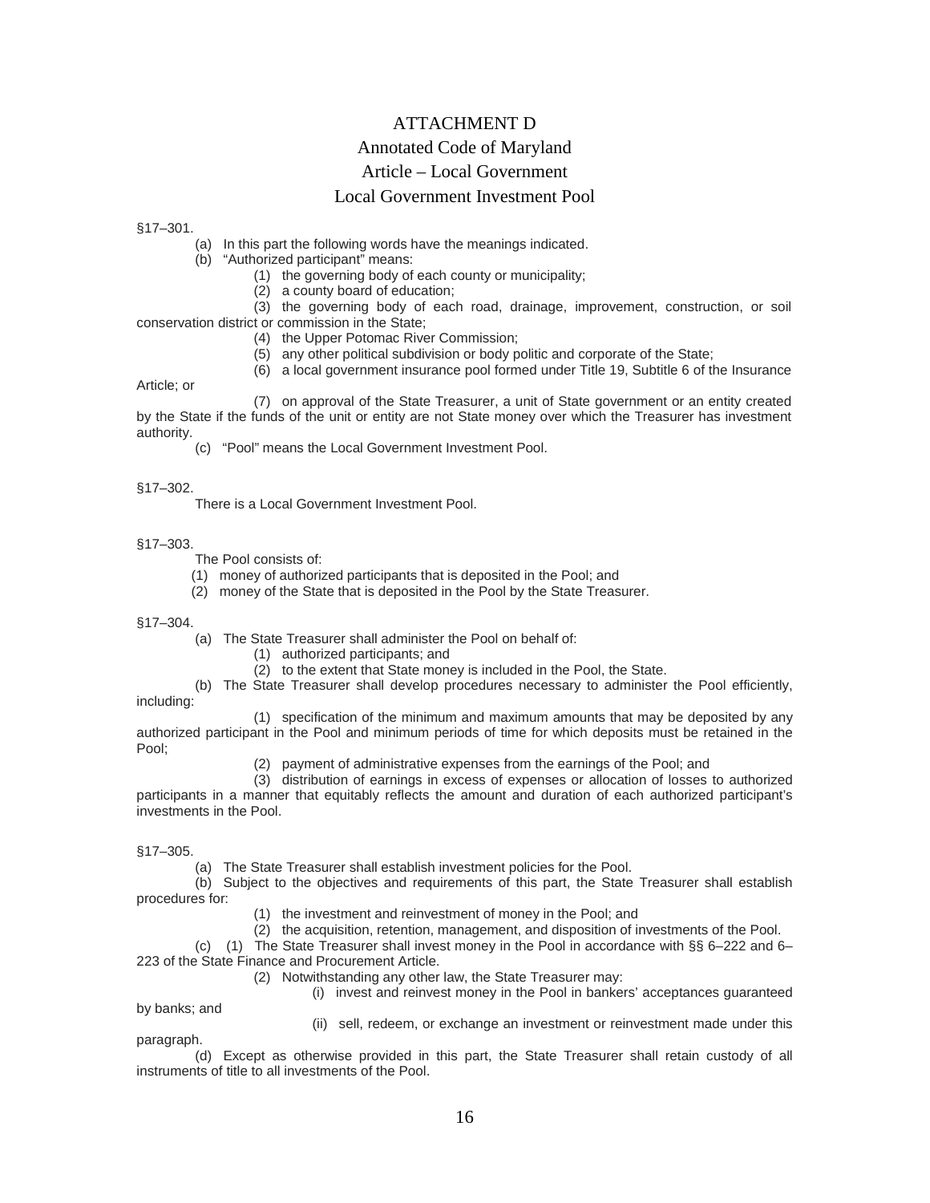# ATTACHMENT D

## Annotated Code of Maryland

## Article – Local Government

## Local Government Investment Pool

§17–301.

(a) In this part the following words have the meanings indicated.

(b) "Authorized participant" means:

(1) the governing body of each county or municipality;

(2) a county board of education;

(3) the governing body of each road, drainage, improvement, construction, or soil conservation district or commission in the State;

(4) the Upper Potomac River Commission;

(5) any other political subdivision or body politic and corporate of the State;

(6) a local government insurance pool formed under Title 19, Subtitle 6 of the Insurance Article; or

(7) on approval of the State Treasurer, a unit of State government or an entity created by the State if the funds of the unit or entity are not State money over which the Treasurer has investment authority.

(c) "Pool" means the Local Government Investment Pool.

§17–302.

There is a Local Government Investment Pool.

§17–303.

The Pool consists of:

(1) money of authorized participants that is deposited in the Pool; and

(2) money of the State that is deposited in the Pool by the State Treasurer.

§17–304.

(a) The State Treasurer shall administer the Pool on behalf of:

(1) authorized participants; and

(2) to the extent that State money is included in the Pool, the State.

(b) The State Treasurer shall develop procedures necessary to administer the Pool efficiently, including:

(1) specification of the minimum and maximum amounts that may be deposited by any authorized participant in the Pool and minimum periods of time for which deposits must be retained in the Pool;

(2) payment of administrative expenses from the earnings of the Pool; and

(3) distribution of earnings in excess of expenses or allocation of losses to authorized participants in a manner that equitably reflects the amount and duration of each authorized participant's investments in the Pool.

§17–305.

(a) The State Treasurer shall establish investment policies for the Pool.

(b) Subject to the objectives and requirements of this part, the State Treasurer shall establish procedures for:

(1) the investment and reinvestment of money in the Pool; and

(2) the acquisition, retention, management, and disposition of investments of the Pool.

(c) (1) The State Treasurer shall invest money in the Pool in accordance with §§ 6–222 and 6–223 of the State Finance and Procurement Article.

(2) Notwithstanding any other law, the State Treasurer may:

(i) invest and reinvest money in the Pool in bankers' acceptances guaranteed by banks; and

(ii) sell, redeem, or exchange an investment or reinvestment made under this paragraph.

(d) Except as otherwise provided in this part, the State Treasurer shall retain custody of all instruments of title to all investments of the Pool.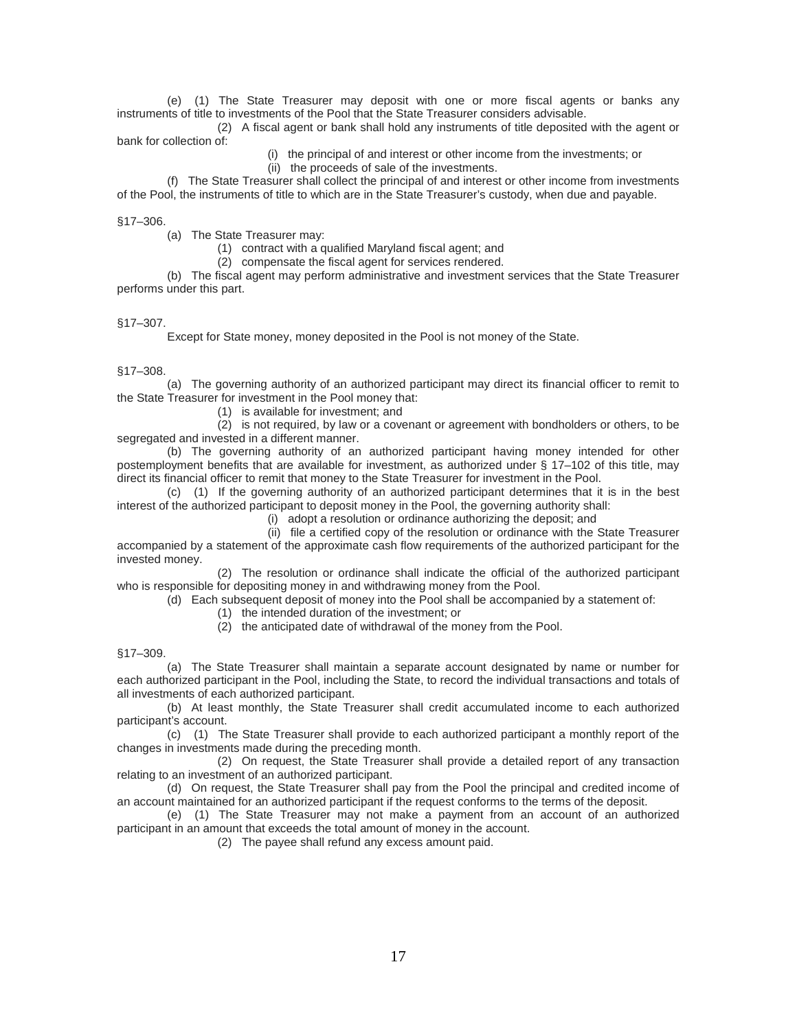(e) (1) The State Treasurer may deposit with one or more fiscal agents or banks any instruments of title to investments of the Pool that the State Treasurer considers advisable.

(2) A fiscal agent or bank shall hold any instruments of title deposited with the agent or bank for collection of:

(i) the principal of and interest or other income from the investments; or

(ii) the proceeds of sale of the investments.

(f) The State Treasurer shall collect the principal of and interest or other income from investments of the Pool, the instruments of title to which are in the State Treasurer's custody, when due and payable.

§17–306.

(a) The State Treasurer may:

(1) contract with a qualified Maryland fiscal agent; and

(2) compensate the fiscal agent for services rendered.

(b) The fiscal agent may perform administrative and investment services that the State Treasurer performs under this part.

§17–307.

Except for State money, money deposited in the Pool is not money of the State.

§17–308.

(a) The governing authority of an authorized participant may direct its financial officer to remit to the State Treasurer for investment in the Pool money that:

(1) is available for investment; and

(2) is not required, by law or a covenant or agreement with bondholders or others, to be segregated and invested in a different manner.

(b) The governing authority of an authorized participant having money intended for other postemployment benefits that are available for investment, as authorized under § 17–102 of this title, may direct its financial officer to remit that money to the State Treasurer for investment in the Pool.

(c) (1) If the governing authority of an authorized participant determines that it is in the best interest of the authorized participant to deposit money in the Pool, the governing authority shall:

(i) adopt a resolution or ordinance authorizing the deposit; and

(ii) file a certified copy of the resolution or ordinance with the State Treasurer accompanied by a statement of the approximate cash flow requirements of the authorized participant for the invested money.

(2) The resolution or ordinance shall indicate the official of the authorized participant who is responsible for depositing money in and withdrawing money from the Pool.

(d) Each subsequent deposit of money into the Pool shall be accompanied by a statement of:

(1) the intended duration of the investment; or

(2) the anticipated date of withdrawal of the money from the Pool.

§17–309.

(a) The State Treasurer shall maintain a separate account designated by name or number for each authorized participant in the Pool, including the State, to record the individual transactions and totals of all investments of each authorized participant.

(b) At least monthly, the State Treasurer shall credit accumulated income to each authorized participant's account.

(c) (1) The State Treasurer shall provide to each authorized participant a monthly report of the changes in investments made during the preceding month.

(2) On request, the State Treasurer shall provide a detailed report of any transaction relating to an investment of an authorized participant.

(d) On request, the State Treasurer shall pay from the Pool the principal and credited income of an account maintained for an authorized participant if the request conforms to the terms of the deposit.

(e) (1) The State Treasurer may not make a payment from an account of an authorized participant in an amount that exceeds the total amount of money in the account.

(2) The payee shall refund any excess amount paid.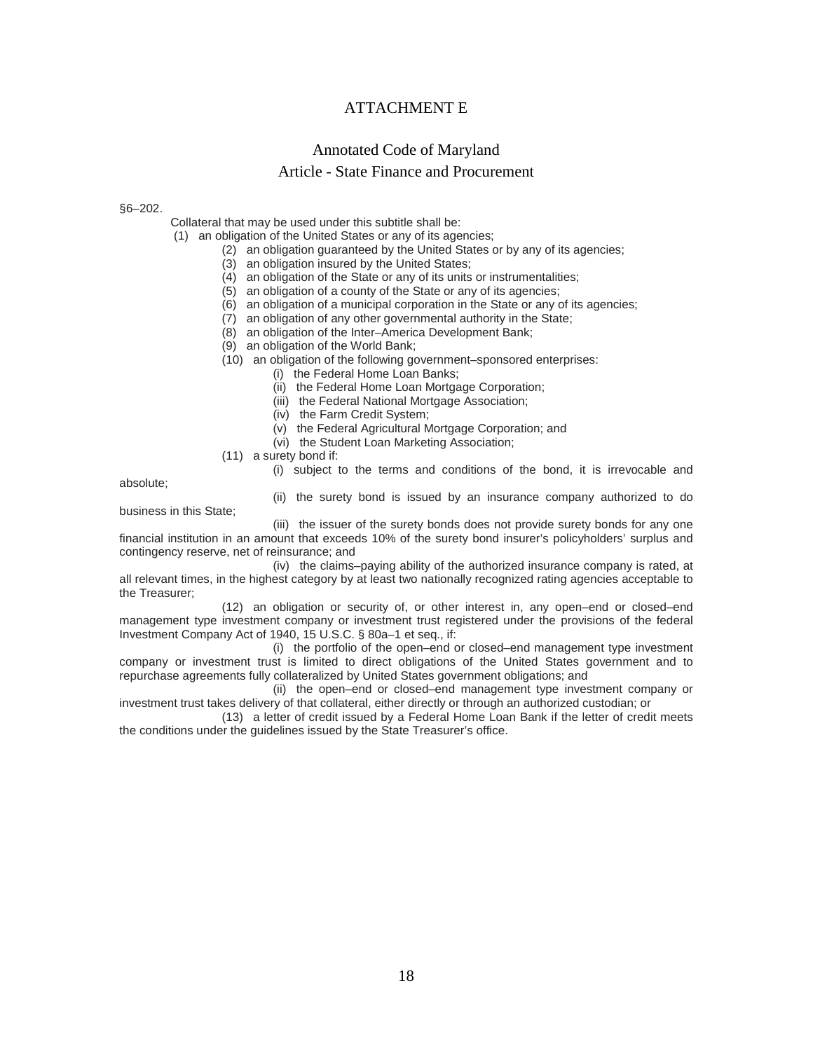# ATTACHMENT E

## Annotated Code of Maryland
## Article - State Finance and Procurement

§6–202.

Collateral that may be used under this subtitle shall be:

(1) an obligation of the United States or any of its agencies;

(2) an obligation guaranteed by the United States or by any of its agencies;

(3) an obligation insured by the United States;

(4) an obligation of the State or any of its units or instrumentalities;

(5) an obligation of a county of the State or any of its agencies;

(6) an obligation of a municipal corporation in the State or any of its agencies;

(7) an obligation of any other governmental authority in the State;

(8) an obligation of the Inter–America Development Bank;

(9) an obligation of the World Bank;

(10) an obligation of the following government–sponsored enterprises:

(i) the Federal Home Loan Banks;

(ii) the Federal Home Loan Mortgage Corporation;

(iii) the Federal National Mortgage Association;

(iv) the Farm Credit System;

(v) the Federal Agricultural Mortgage Corporation; and

(vi) the Student Loan Marketing Association;

(11) a surety bond if:

(i) subject to the terms and conditions of the bond, it is irrevocable and absolute;

(ii) the surety bond is issued by an insurance company authorized to do business in this State;

(iii) the issuer of the surety bonds does not provide surety bonds for any one financial institution in an amount that exceeds 10% of the surety bond insurer's policyholders' surplus and contingency reserve, net of reinsurance; and

(iv) the claims–paying ability of the authorized insurance company is rated, at all relevant times, in the highest category by at least two nationally recognized rating agencies acceptable to the Treasurer;

(12) an obligation or security of, or other interest in, any open–end or closed–end management type investment company or investment trust registered under the provisions of the federal Investment Company Act of 1940, 15 U.S.C. § 80a–1 et seq., if:

(i) the portfolio of the open–end or closed–end management type investment company or investment trust is limited to direct obligations of the United States government and to repurchase agreements fully collateralized by United States government obligations; and

(ii) the open–end or closed–end management type investment company or investment trust takes delivery of that collateral, either directly or through an authorized custodian; or

(13) a letter of credit issued by a Federal Home Loan Bank if the letter of credit meets the conditions under the guidelines issued by the State Treasurer's office.